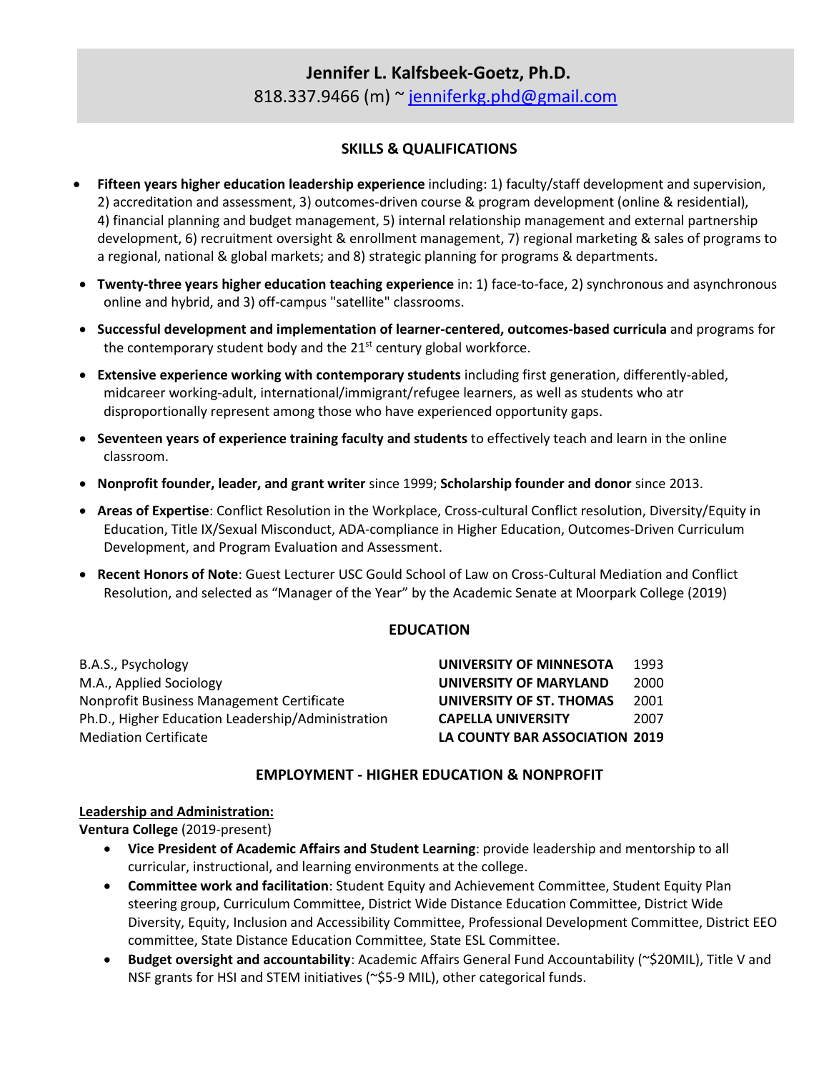# Jennifer L. Kalfsbeek-Goetz, Ph.D.

818.337.9466 (m) ~ jenniferkg.phd@gmail.com

## SKILLS & QUALIFICATIONS

- **Fifteen years higher education leadership experience** including: 1) faculty/staff development and supervision, 2) accreditation and assessment, 3) outcomes-driven course & program development (online & residential), 4) financial planning and budget management, 5) internal relationship management and external partnership development, 6) recruitment oversight & enrollment management, 7) regional marketing & sales of programs to a regional, national & global markets; and 8) strategic planning for programs & departments.
- **Twenty-three years higher education teaching experience** in: 1) face-to-face, 2) synchronous and asynchronous online and hybrid, and 3) off-campus "satellite" classrooms.
- **Successful development and implementation of learner-centered, outcomes-based curricula** and programs for the contemporary student body and the 21st century global workforce.
- **Extensive experience working with contemporary students** including first generation, differently-abled, midcareer working-adult, international/immigrant/refugee learners, as well as students who atr disproportionally represent among those who have experienced opportunity gaps.
- **Seventeen years of experience training faculty and students** to effectively teach and learn in the online classroom.
- **Nonprofit founder, leader, and grant writer** since 1999; **Scholarship founder and donor** since 2013.
- **Areas of Expertise**: Conflict Resolution in the Workplace, Cross-cultural Conflict resolution, Diversity/Equity in Education, Title IX/Sexual Misconduct, ADA-compliance in Higher Education, Outcomes-Driven Curriculum Development, and Program Evaluation and Assessment.
- **Recent Honors of Note**: Guest Lecturer USC Gould School of Law on Cross-Cultural Mediation and Conflict Resolution, and selected as "Manager of the Year" by the Academic Senate at Moorpark College (2019)

## EDUCATION

| | | |
|---|---|---|
| B.A.S., Psychology | **UNIVERSITY OF MINNESOTA** | 1993 |
| M.A., Applied Sociology | **UNIVERSITY OF MARYLAND** | 2000 |
| Nonprofit Business Management Certificate | **UNIVERSITY OF ST. THOMAS** | 2001 |
| Ph.D., Higher Education Leadership/Administration | **CAPELLA UNIVERSITY** | 2007 |
| Mediation Certificate | **LA COUNTY BAR ASSOCIATION** | **2019** |

## EMPLOYMENT - HIGHER EDUCATION & NONPROFIT

### Leadership and Administration:

**Ventura College** (2019-present)

- **Vice President of Academic Affairs and Student Learning**: provide leadership and mentorship to all curricular, instructional, and learning environments at the college.
- **Committee work and facilitation**: Student Equity and Achievement Committee, Student Equity Plan steering group, Curriculum Committee, District Wide Distance Education Committee, District Wide Diversity, Equity, Inclusion and Accessibility Committee, Professional Development Committee, District EEO committee, State Distance Education Committee, State ESL Committee.
- **Budget oversight and accountability**: Academic Affairs General Fund Accountability (~$20MIL), Title V and NSF grants for HSI and STEM initiatives (~$5-9 MIL), other categorical funds.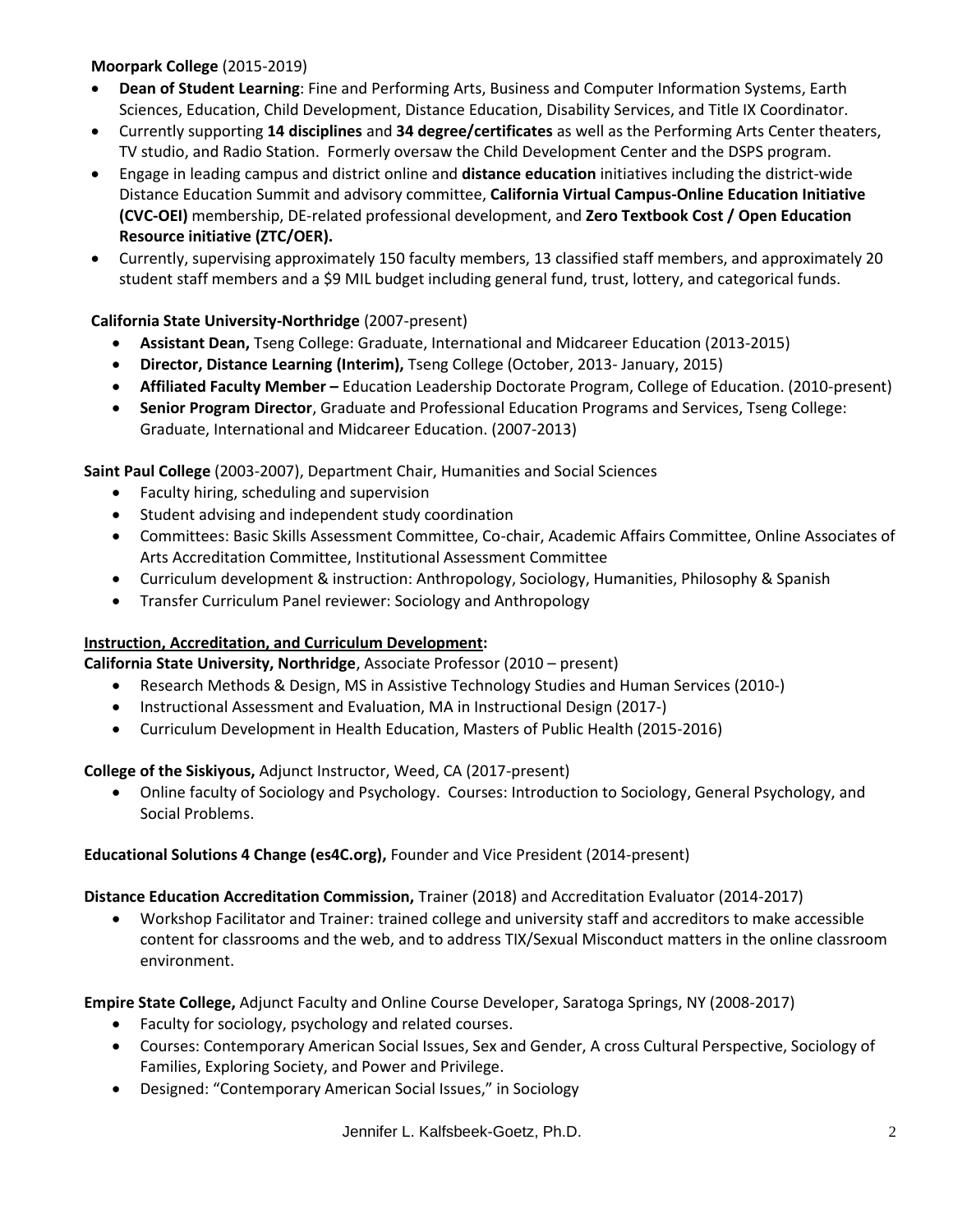**Moorpark College** (2015-2019)

- **Dean of Student Learning**: Fine and Performing Arts, Business and Computer Information Systems, Earth Sciences, Education, Child Development, Distance Education, Disability Services, and Title IX Coordinator.
- Currently supporting **14 disciplines** and **34 degree/certificates** as well as the Performing Arts Center theaters, TV studio, and Radio Station. Formerly oversaw the Child Development Center and the DSPS program.
- Engage in leading campus and district online and **distance education** initiatives including the district-wide Distance Education Summit and advisory committee, **California Virtual Campus-Online Education Initiative (CVC-OEI)** membership, DE-related professional development, and **Zero Textbook Cost / Open Education Resource initiative (ZTC/OER).**
- Currently, supervising approximately 150 faculty members, 13 classified staff members, and approximately 20 student staff members and a $9 MIL budget including general fund, trust, lottery, and categorical funds.

**California State University-Northridge** (2007-present)

- **Assistant Dean,** Tseng College: Graduate, International and Midcareer Education (2013-2015)
- **Director, Distance Learning (Interim),** Tseng College (October, 2013- January, 2015)
- **Affiliated Faculty Member –** Education Leadership Doctorate Program, College of Education. (2010-present)
- **Senior Program Director**, Graduate and Professional Education Programs and Services, Tseng College: Graduate, International and Midcareer Education. (2007-2013)

**Saint Paul College** (2003-2007), Department Chair, Humanities and Social Sciences

- Faculty hiring, scheduling and supervision
- Student advising and independent study coordination
- Committees: Basic Skills Assessment Committee, Co-chair, Academic Affairs Committee, Online Associates of Arts Accreditation Committee, Institutional Assessment Committee
- Curriculum development & instruction: Anthropology, Sociology, Humanities, Philosophy & Spanish
- Transfer Curriculum Panel reviewer: Sociology and Anthropology

**<u>Instruction, Accreditation, and Curriculum Development</u>:**

**California State University, Northridge**, Associate Professor (2010 – present)

- Research Methods & Design, MS in Assistive Technology Studies and Human Services (2010-)
- Instructional Assessment and Evaluation, MA in Instructional Design (2017-)
- Curriculum Development in Health Education, Masters of Public Health (2015-2016)

**College of the Siskiyous,** Adjunct Instructor, Weed, CA (2017-present)

- Online faculty of Sociology and Psychology. Courses: Introduction to Sociology, General Psychology, and Social Problems.

**Educational Solutions 4 Change (es4C.org),** Founder and Vice President (2014-present)

**Distance Education Accreditation Commission,** Trainer (2018) and Accreditation Evaluator (2014-2017)

- Workshop Facilitator and Trainer: trained college and university staff and accreditors to make accessible content for classrooms and the web, and to address TIX/Sexual Misconduct matters in the online classroom environment.

**Empire State College,** Adjunct Faculty and Online Course Developer, Saratoga Springs, NY (2008-2017)

- Faculty for sociology, psychology and related courses.
- Courses: Contemporary American Social Issues, Sex and Gender, A cross Cultural Perspective, Sociology of Families, Exploring Society, and Power and Privilege.
- Designed: "Contemporary American Social Issues," in Sociology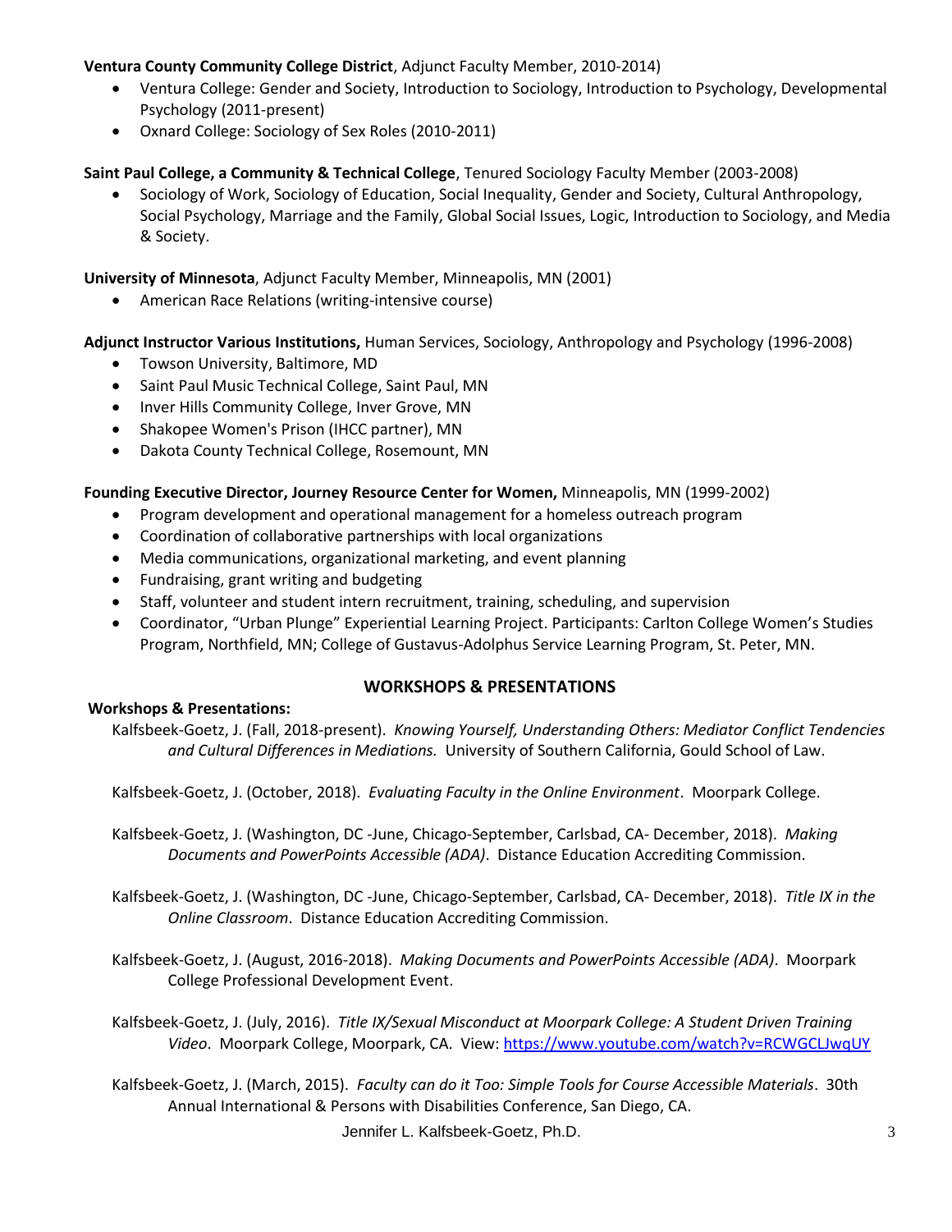**Ventura County Community College District**, Adjunct Faculty Member, 2010-2014)

- Ventura College: Gender and Society, Introduction to Sociology, Introduction to Psychology, Developmental Psychology (2011-present)
- Oxnard College: Sociology of Sex Roles (2010-2011)

**Saint Paul College, a Community & Technical College**, Tenured Sociology Faculty Member (2003-2008)

- Sociology of Work, Sociology of Education, Social Inequality, Gender and Society, Cultural Anthropology, Social Psychology, Marriage and the Family, Global Social Issues, Logic, Introduction to Sociology, and Media & Society.

**University of Minnesota**, Adjunct Faculty Member, Minneapolis, MN (2001)

- American Race Relations (writing-intensive course)

**Adjunct Instructor Various Institutions,** Human Services, Sociology, Anthropology and Psychology (1996-2008)

- Towson University, Baltimore, MD
- Saint Paul Music Technical College, Saint Paul, MN
- Inver Hills Community College, Inver Grove, MN
- Shakopee Women's Prison (IHCC partner), MN
- Dakota County Technical College, Rosemount, MN

**Founding Executive Director, Journey Resource Center for Women,** Minneapolis, MN (1999-2002)

- Program development and operational management for a homeless outreach program
- Coordination of collaborative partnerships with local organizations
- Media communications, organizational marketing, and event planning
- Fundraising, grant writing and budgeting
- Staff, volunteer and student intern recruitment, training, scheduling, and supervision
- Coordinator, "Urban Plunge" Experiential Learning Project. Participants: Carlton College Women's Studies Program, Northfield, MN; College of Gustavus-Adolphus Service Learning Program, St. Peter, MN.

## WORKSHOPS & PRESENTATIONS

**Workshops & Presentations:**

Kalfsbeek-Goetz, J. (Fall, 2018-present). *Knowing Yourself, Understanding Others: Mediator Conflict Tendencies and Cultural Differences in Mediations.* University of Southern California, Gould School of Law.

Kalfsbeek-Goetz, J. (October, 2018). *Evaluating Faculty in the Online Environment*. Moorpark College.

Kalfsbeek-Goetz, J. (Washington, DC -June, Chicago-September, Carlsbad, CA- December, 2018). *Making Documents and PowerPoints Accessible (ADA)*. Distance Education Accrediting Commission.

Kalfsbeek-Goetz, J. (Washington, DC -June, Chicago-September, Carlsbad, CA- December, 2018). *Title IX in the Online Classroom*. Distance Education Accrediting Commission.

Kalfsbeek-Goetz, J. (August, 2016-2018). *Making Documents and PowerPoints Accessible (ADA)*. Moorpark College Professional Development Event.

Kalfsbeek-Goetz, J. (July, 2016). *Title IX/Sexual Misconduct at Moorpark College: A Student Driven Training Video*. Moorpark College, Moorpark, CA. View: https://www.youtube.com/watch?v=RCWGCLJwqUY

Kalfsbeek-Goetz, J. (March, 2015). *Faculty can do it Too: Simple Tools for Course Accessible Materials*. 30th Annual International & Persons with Disabilities Conference, San Diego, CA.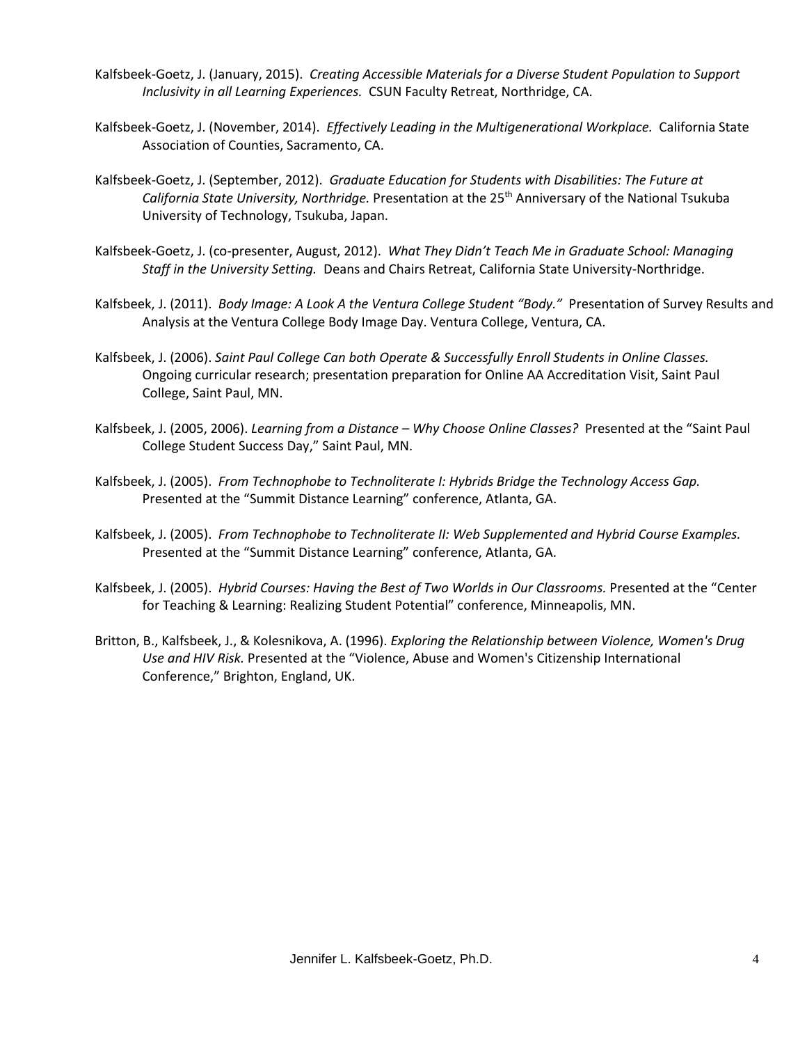Kalfsbeek-Goetz, J. (January, 2015). *Creating Accessible Materials for a Diverse Student Population to Support Inclusivity in all Learning Experiences.* CSUN Faculty Retreat, Northridge, CA.

Kalfsbeek-Goetz, J. (November, 2014). *Effectively Leading in the Multigenerational Workplace.* California State Association of Counties, Sacramento, CA.

Kalfsbeek-Goetz, J. (September, 2012). *Graduate Education for Students with Disabilities: The Future at California State University, Northridge.* Presentation at the 25th Anniversary of the National Tsukuba University of Technology, Tsukuba, Japan.

Kalfsbeek-Goetz, J. (co-presenter, August, 2012). *What They Didn't Teach Me in Graduate School: Managing Staff in the University Setting.* Deans and Chairs Retreat, California State University-Northridge.

Kalfsbeek, J. (2011). *Body Image: A Look A the Ventura College Student "Body."* Presentation of Survey Results and Analysis at the Ventura College Body Image Day. Ventura College, Ventura, CA.

Kalfsbeek, J. (2006). *Saint Paul College Can both Operate & Successfully Enroll Students in Online Classes.* Ongoing curricular research; presentation preparation for Online AA Accreditation Visit, Saint Paul College, Saint Paul, MN.

Kalfsbeek, J. (2005, 2006). *Learning from a Distance – Why Choose Online Classes?* Presented at the "Saint Paul College Student Success Day," Saint Paul, MN.

Kalfsbeek, J. (2005). *From Technophobe to Technoliterate I: Hybrids Bridge the Technology Access Gap.* Presented at the "Summit Distance Learning" conference, Atlanta, GA.

Kalfsbeek, J. (2005). *From Technophobe to Technoliterate II: Web Supplemented and Hybrid Course Examples.* Presented at the "Summit Distance Learning" conference, Atlanta, GA.

Kalfsbeek, J. (2005). *Hybrid Courses: Having the Best of Two Worlds in Our Classrooms.* Presented at the "Center for Teaching & Learning: Realizing Student Potential" conference, Minneapolis, MN.

Britton, B., Kalfsbeek, J., & Kolesnikova, A. (1996). *Exploring the Relationship between Violence, Women's Drug Use and HIV Risk.* Presented at the "Violence, Abuse and Women's Citizenship International Conference," Brighton, England, UK.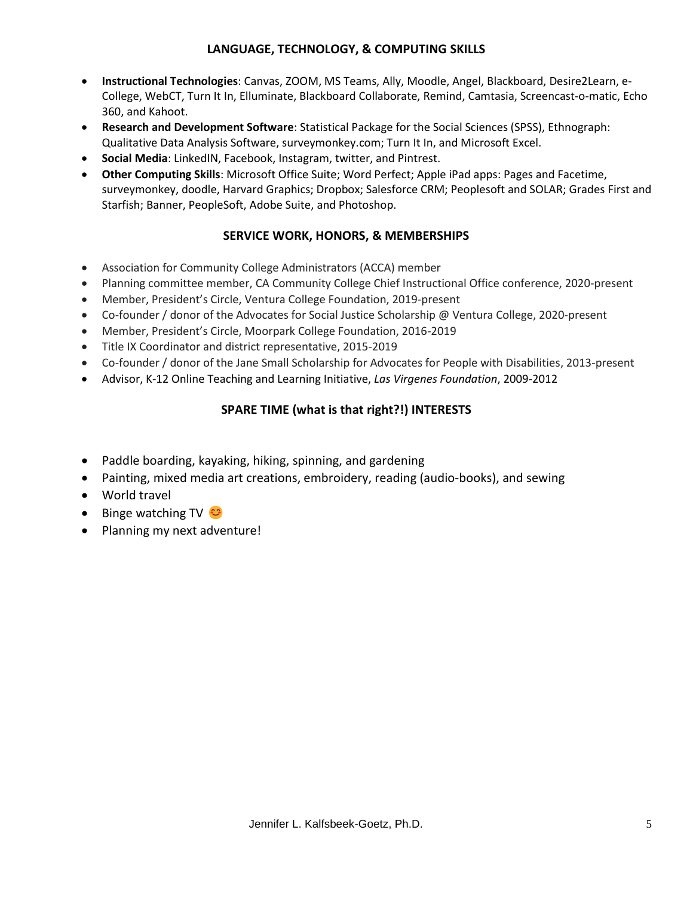## LANGUAGE, TECHNOLOGY, & COMPUTING SKILLS

- **Instructional Technologies**: Canvas, ZOOM, MS Teams, Ally, Moodle, Angel, Blackboard, Desire2Learn, e-College, WebCT, Turn It In, Elluminate, Blackboard Collaborate, Remind, Camtasia, Screencast-o-matic, Echo 360, and Kahoot.
- **Research and Development Software**: Statistical Package for the Social Sciences (SPSS), Ethnograph: Qualitative Data Analysis Software, surveymonkey.com; Turn It In, and Microsoft Excel.
- **Social Media**: LinkedIN, Facebook, Instagram, twitter, and Pintrest.
- **Other Computing Skills**: Microsoft Office Suite; Word Perfect; Apple iPad apps: Pages and Facetime, surveymonkey, doodle, Harvard Graphics; Dropbox; Salesforce CRM; Peoplesoft and SOLAR; Grades First and Starfish; Banner, PeopleSoft, Adobe Suite, and Photoshop.

## SERVICE WORK, HONORS, & MEMBERSHIPS

- Association for Community College Administrators (ACCA) member
- Planning committee member, CA Community College Chief Instructional Office conference, 2020-present
- Member, President's Circle, Ventura College Foundation, 2019-present
- Co-founder / donor of the Advocates for Social Justice Scholarship @ Ventura College, 2020-present
- Member, President's Circle, Moorpark College Foundation, 2016-2019
- Title IX Coordinator and district representative, 2015-2019
- Co-founder / donor of the Jane Small Scholarship for Advocates for People with Disabilities, 2013-present
- Advisor, K-12 Online Teaching and Learning Initiative, *Las Virgenes Foundation*, 2009-2012

## SPARE TIME (what is that right?!) INTERESTS

- Paddle boarding, kayaking, hiking, spinning, and gardening
- Painting, mixed media art creations, embroidery, reading (audio-books), and sewing
- World travel
- Binge watching TV 😊
- Planning my next adventure!